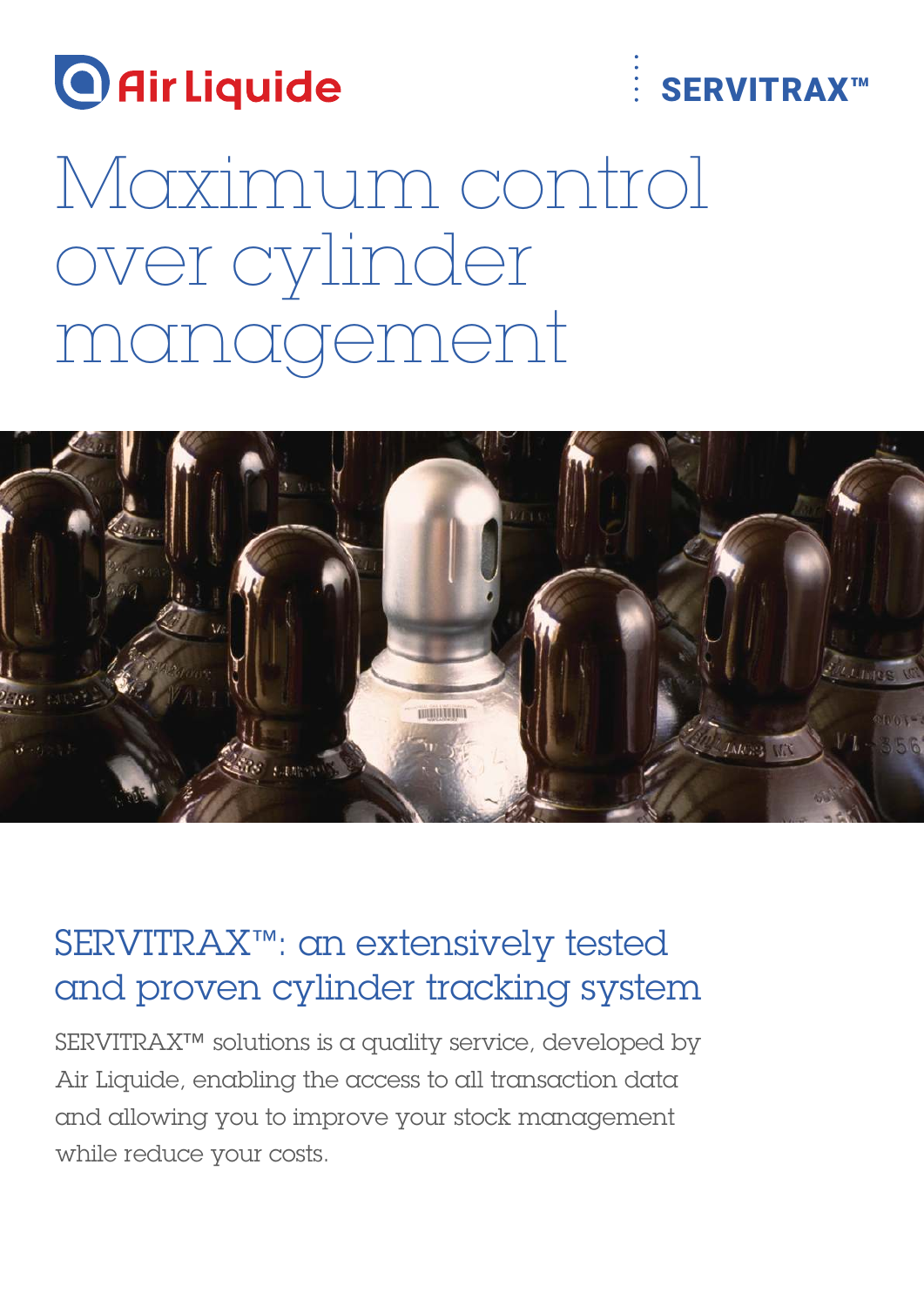Air Liquide

SERVITRAX™

# Maximum control over cylinder management

## SERVITRAX™: an extensively tested and proven cylinder tracking system

SERVITRAX™ solutions is a quality service, developed by Air Liquide, enabling the access to all transaction data and allowing you to improve your stock management while reduce your costs.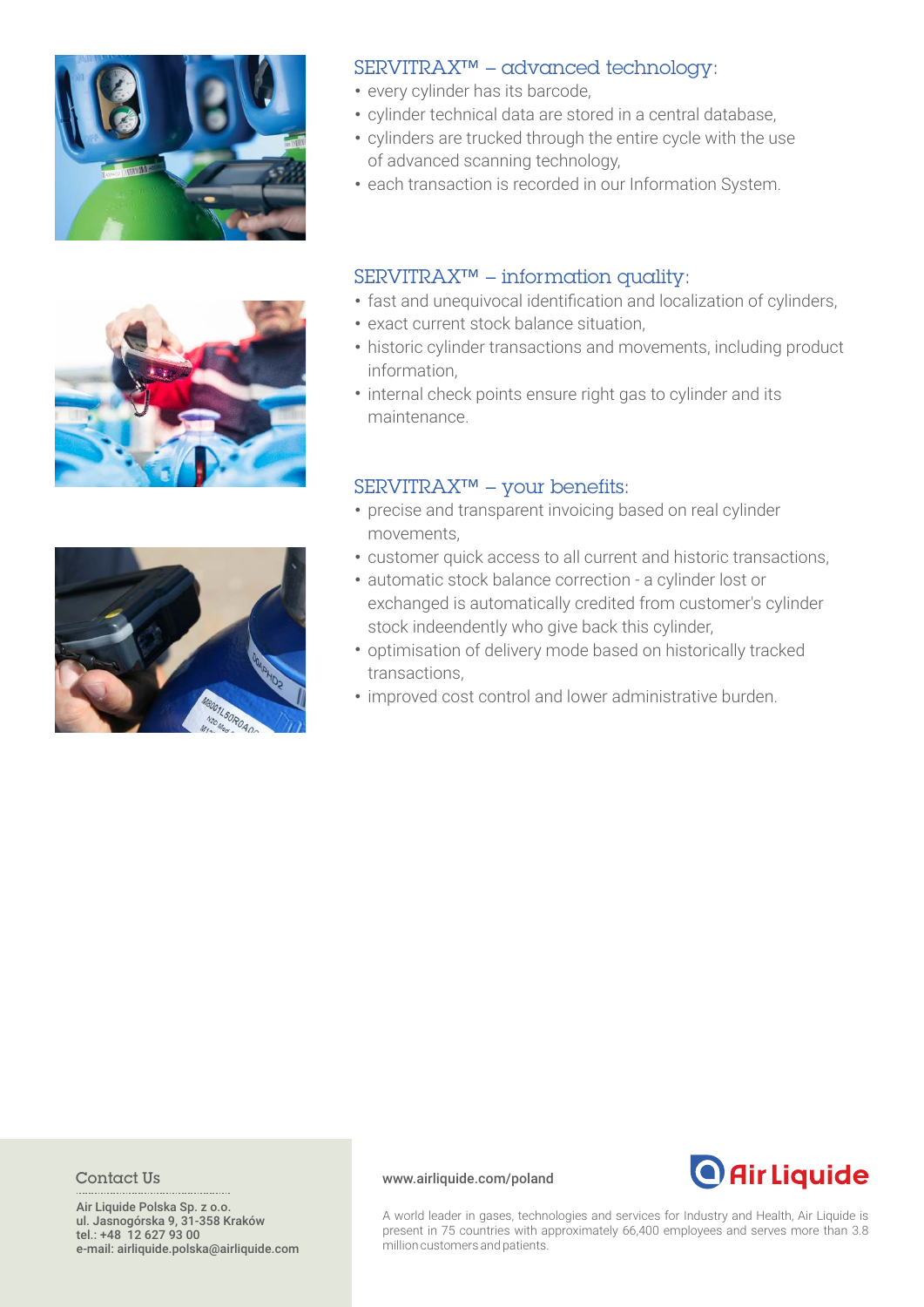## SERVITRAX™ – advanced technology:

- every cylinder has its barcode,
- cylinder technical data are stored in a central database,
- cylinders are trucked through the entire cycle with the use of advanced scanning technology,
- each transaction is recorded in our Information System.

## SERVITRAX™ – information quality:

- fast and unequivocal identification and localization of cylinders,
- exact current stock balance situation,
- historic cylinder transactions and movements, including product information,
- internal check points ensure right gas to cylinder and its maintenance.

## SERVITRAX™ – your benefits:

- precise and transparent invoicing based on real cylinder movements,
- customer quick access to all current and historic transactions,
- automatic stock balance correction - a cylinder lost or exchanged is automatically credited from customer's cylinder stock indeendently who give back this cylinder,
- optimisation of delivery mode based on historically tracked transactions,
- improved cost control and lower administrative burden.

### Contact Us

**Air Liquide Polska Sp. z o.o.**
**ul. Jasnogórska 9, 31-358 Kraków**
**tel.: +48 12 627 93 00**
**e-mail: airliquide.polska@airliquide.com**

www.airliquide.com/poland

Air Liquide

A world leader in gases, technologies and services for Industry and Health, Air Liquide is present in 75 countries with approximately 66,400 employees and serves more than 3.8 million customers and patients.